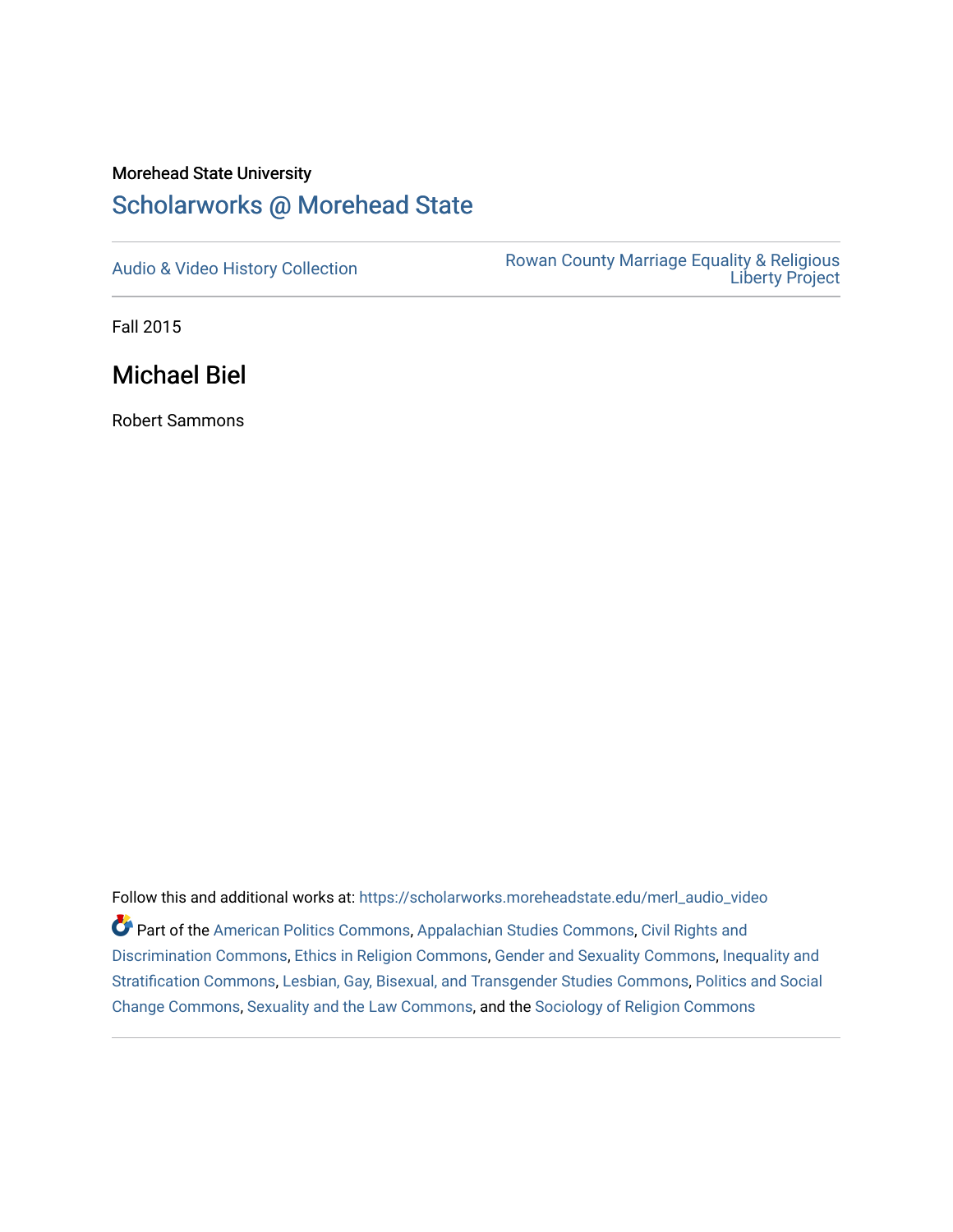Morehead State University

# Scholarworks @ Morehead State

Audio & Video History Collection

Rowan County Marriage Equality & Religious Liberty Project

Fall 2015

## Michael Biel

Robert Sammons

Follow this and additional works at: https://scholarworks.moreheadstate.edu/merl_audio_video

Part of the American Politics Commons, Appalachian Studies Commons, Civil Rights and Discrimination Commons, Ethics in Religion Commons, Gender and Sexuality Commons, Inequality and Stratification Commons, Lesbian, Gay, Bisexual, and Transgender Studies Commons, Politics and Social Change Commons, Sexuality and the Law Commons, and the Sociology of Religion Commons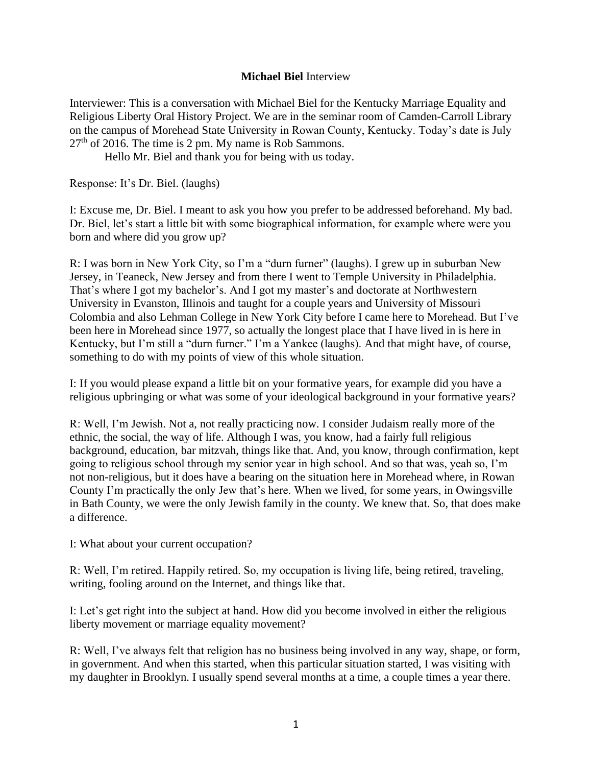**Michael Biel** Interview

Interviewer: This is a conversation with Michael Biel for the Kentucky Marriage Equality and Religious Liberty Oral History Project. We are in the seminar room of Camden-Carroll Library on the campus of Morehead State University in Rowan County, Kentucky. Today's date is July 27th of 2016. The time is 2 pm. My name is Rob Sammons.

Hello Mr. Biel and thank you for being with us today.

Response: It's Dr. Biel. (laughs)

I: Excuse me, Dr. Biel. I meant to ask you how you prefer to be addressed beforehand. My bad. Dr. Biel, let's start a little bit with some biographical information, for example where were you born and where did you grow up?

R: I was born in New York City, so I'm a "durn furner" (laughs). I grew up in suburban New Jersey, in Teaneck, New Jersey and from there I went to Temple University in Philadelphia. That's where I got my bachelor's. And I got my master's and doctorate at Northwestern University in Evanston, Illinois and taught for a couple years and University of Missouri Colombia and also Lehman College in New York City before I came here to Morehead. But I've been here in Morehead since 1977, so actually the longest place that I have lived in is here in Kentucky, but I'm still a "durn furner." I'm a Yankee (laughs). And that might have, of course, something to do with my points of view of this whole situation.

I: If you would please expand a little bit on your formative years, for example did you have a religious upbringing or what was some of your ideological background in your formative years?

R: Well, I'm Jewish. Not a, not really practicing now. I consider Judaism really more of the ethnic, the social, the way of life. Although I was, you know, had a fairly full religious background, education, bar mitzvah, things like that. And, you know, through confirmation, kept going to religious school through my senior year in high school. And so that was, yeah so, I'm not non-religious, but it does have a bearing on the situation here in Morehead where, in Rowan County I'm practically the only Jew that's here. When we lived, for some years, in Owingsville in Bath County, we were the only Jewish family in the county. We knew that. So, that does make a difference.

I: What about your current occupation?

R: Well, I'm retired. Happily retired. So, my occupation is living life, being retired, traveling, writing, fooling around on the Internet, and things like that.

I: Let's get right into the subject at hand. How did you become involved in either the religious liberty movement or marriage equality movement?

R: Well, I've always felt that religion has no business being involved in any way, shape, or form, in government. And when this started, when this particular situation started, I was visiting with my daughter in Brooklyn. I usually spend several months at a time, a couple times a year there.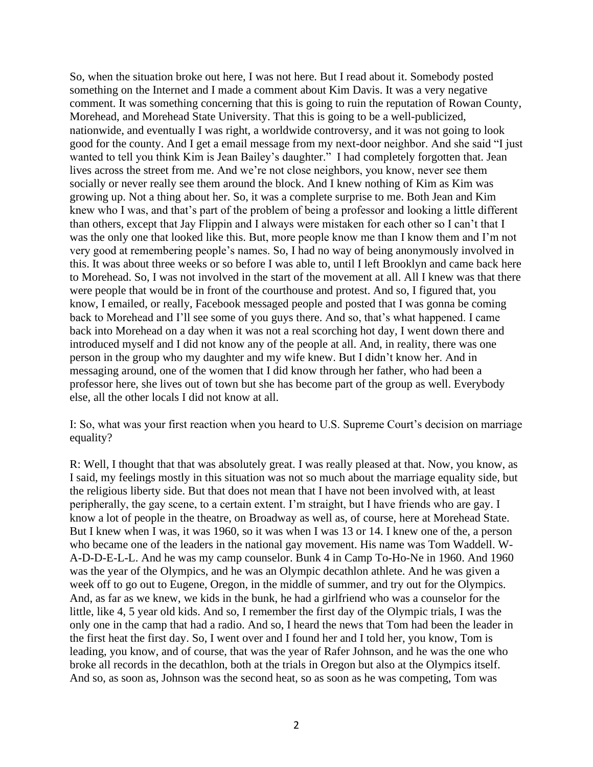So, when the situation broke out here, I was not here. But I read about it. Somebody posted something on the Internet and I made a comment about Kim Davis. It was a very negative comment. It was something concerning that this is going to ruin the reputation of Rowan County, Morehead, and Morehead State University. That this is going to be a well-publicized, nationwide, and eventually I was right, a worldwide controversy, and it was not going to look good for the county. And I get a email message from my next-door neighbor. And she said "I just wanted to tell you think Kim is Jean Bailey's daughter." I had completely forgotten that. Jean lives across the street from me. And we're not close neighbors, you know, never see them socially or never really see them around the block. And I knew nothing of Kim as Kim was growing up. Not a thing about her. So, it was a complete surprise to me. Both Jean and Kim knew who I was, and that's part of the problem of being a professor and looking a little different than others, except that Jay Flippin and I always were mistaken for each other so I can't that I was the only one that looked like this. But, more people know me than I know them and I'm not very good at remembering people's names. So, I had no way of being anonymously involved in this. It was about three weeks or so before I was able to, until I left Brooklyn and came back here to Morehead. So, I was not involved in the start of the movement at all. All I knew was that there were people that would be in front of the courthouse and protest. And so, I figured that, you know, I emailed, or really, Facebook messaged people and posted that I was gonna be coming back to Morehead and I'll see some of you guys there. And so, that's what happened. I came back into Morehead on a day when it was not a real scorching hot day, I went down there and introduced myself and I did not know any of the people at all. And, in reality, there was one person in the group who my daughter and my wife knew. But I didn't know her. And in messaging around, one of the women that I did know through her father, who had been a professor here, she lives out of town but she has become part of the group as well. Everybody else, all the other locals I did not know at all.

I: So, what was your first reaction when you heard to U.S. Supreme Court's decision on marriage equality?

R: Well, I thought that that was absolutely great. I was really pleased at that. Now, you know, as I said, my feelings mostly in this situation was not so much about the marriage equality side, but the religious liberty side. But that does not mean that I have not been involved with, at least peripherally, the gay scene, to a certain extent. I'm straight, but I have friends who are gay. I know a lot of people in the theatre, on Broadway as well as, of course, here at Morehead State. But I knew when I was, it was 1960, so it was when I was 13 or 14. I knew one of the, a person who became one of the leaders in the national gay movement. His name was Tom Waddell. W-A-D-D-E-L-L. And he was my camp counselor. Bunk 4 in Camp To-Ho-Ne in 1960. And 1960 was the year of the Olympics, and he was an Olympic decathlon athlete. And he was given a week off to go out to Eugene, Oregon, in the middle of summer, and try out for the Olympics. And, as far as we knew, we kids in the bunk, he had a girlfriend who was a counselor for the little, like 4, 5 year old kids. And so, I remember the first day of the Olympic trials, I was the only one in the camp that had a radio. And so, I heard the news that Tom had been the leader in the first heat the first day. So, I went over and I found her and I told her, you know, Tom is leading, you know, and of course, that was the year of Rafer Johnson, and he was the one who broke all records in the decathlon, both at the trials in Oregon but also at the Olympics itself. And so, as soon as, Johnson was the second heat, so as soon as he was competing, Tom was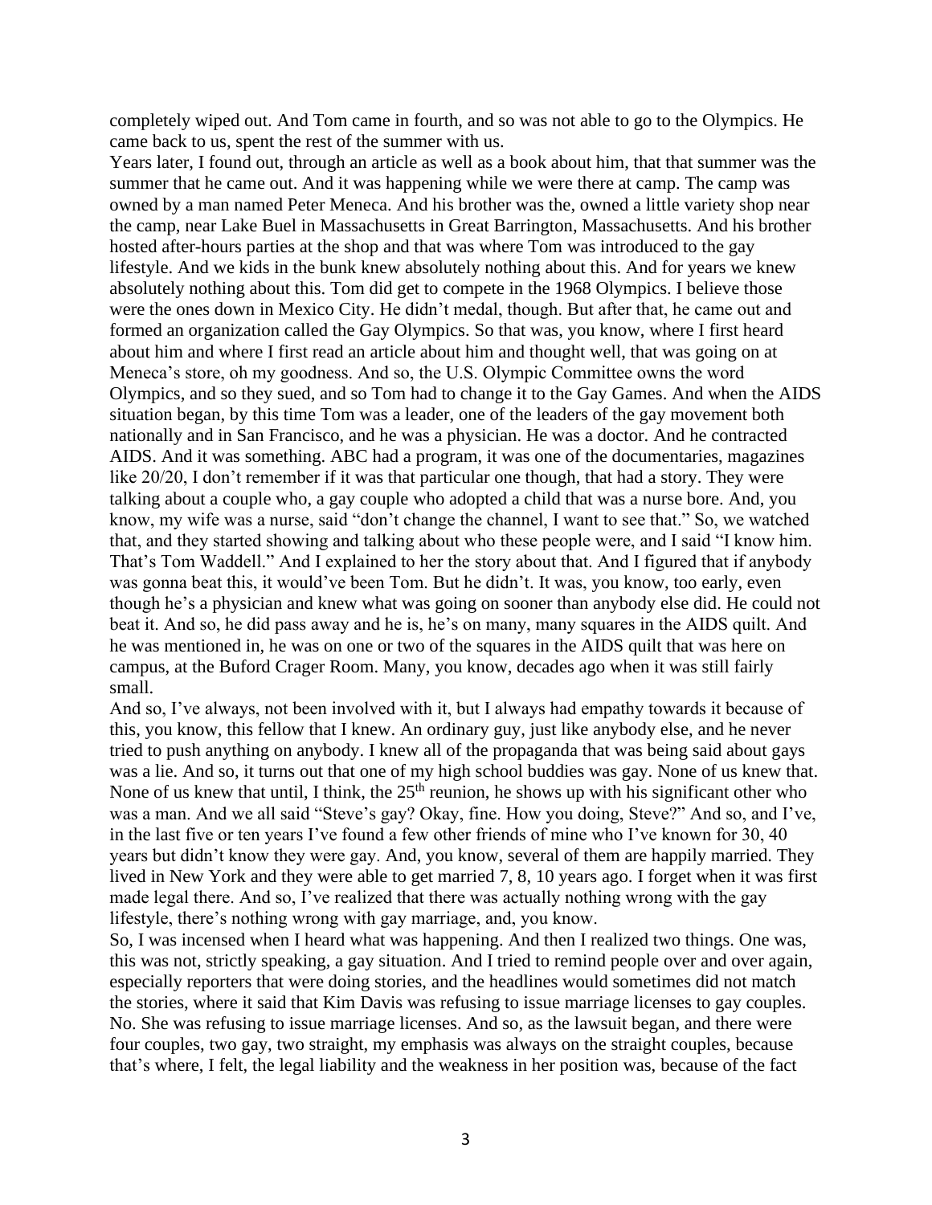completely wiped out. And Tom came in fourth, and so was not able to go to the Olympics. He came back to us, spent the rest of the summer with us.

Years later, I found out, through an article as well as a book about him, that that summer was the summer that he came out. And it was happening while we were there at camp. The camp was owned by a man named Peter Meneca. And his brother was the, owned a little variety shop near the camp, near Lake Buel in Massachusetts in Great Barrington, Massachusetts. And his brother hosted after-hours parties at the shop and that was where Tom was introduced to the gay lifestyle. And we kids in the bunk knew absolutely nothing about this. And for years we knew absolutely nothing about this. Tom did get to compete in the 1968 Olympics. I believe those were the ones down in Mexico City. He didn't medal, though. But after that, he came out and formed an organization called the Gay Olympics. So that was, you know, where I first heard about him and where I first read an article about him and thought well, that was going on at Meneca's store, oh my goodness. And so, the U.S. Olympic Committee owns the word Olympics, and so they sued, and so Tom had to change it to the Gay Games. And when the AIDS situation began, by this time Tom was a leader, one of the leaders of the gay movement both nationally and in San Francisco, and he was a physician. He was a doctor. And he contracted AIDS. And it was something. ABC had a program, it was one of the documentaries, magazines like 20/20, I don't remember if it was that particular one though, that had a story. They were talking about a couple who, a gay couple who adopted a child that was a nurse bore. And, you know, my wife was a nurse, said "don't change the channel, I want to see that." So, we watched that, and they started showing and talking about who these people were, and I said "I know him. That's Tom Waddell." And I explained to her the story about that. And I figured that if anybody was gonna beat this, it would've been Tom. But he didn't. It was, you know, too early, even though he's a physician and knew what was going on sooner than anybody else did. He could not beat it. And so, he did pass away and he is, he's on many, many squares in the AIDS quilt. And he was mentioned in, he was on one or two of the squares in the AIDS quilt that was here on campus, at the Buford Crager Room. Many, you know, decades ago when it was still fairly small.

And so, I've always, not been involved with it, but I always had empathy towards it because of this, you know, this fellow that I knew. An ordinary guy, just like anybody else, and he never tried to push anything on anybody. I knew all of the propaganda that was being said about gays was a lie. And so, it turns out that one of my high school buddies was gay. None of us knew that. None of us knew that until, I think, the 25th reunion, he shows up with his significant other who was a man. And we all said "Steve's gay? Okay, fine. How you doing, Steve?" And so, and I've, in the last five or ten years I've found a few other friends of mine who I've known for 30, 40 years but didn't know they were gay. And, you know, several of them are happily married. They lived in New York and they were able to get married 7, 8, 10 years ago. I forget when it was first made legal there. And so, I've realized that there was actually nothing wrong with the gay lifestyle, there's nothing wrong with gay marriage, and, you know.

So, I was incensed when I heard what was happening. And then I realized two things. One was, this was not, strictly speaking, a gay situation. And I tried to remind people over and over again, especially reporters that were doing stories, and the headlines would sometimes did not match the stories, where it said that Kim Davis was refusing to issue marriage licenses to gay couples. No. She was refusing to issue marriage licenses. And so, as the lawsuit began, and there were four couples, two gay, two straight, my emphasis was always on the straight couples, because that's where, I felt, the legal liability and the weakness in her position was, because of the fact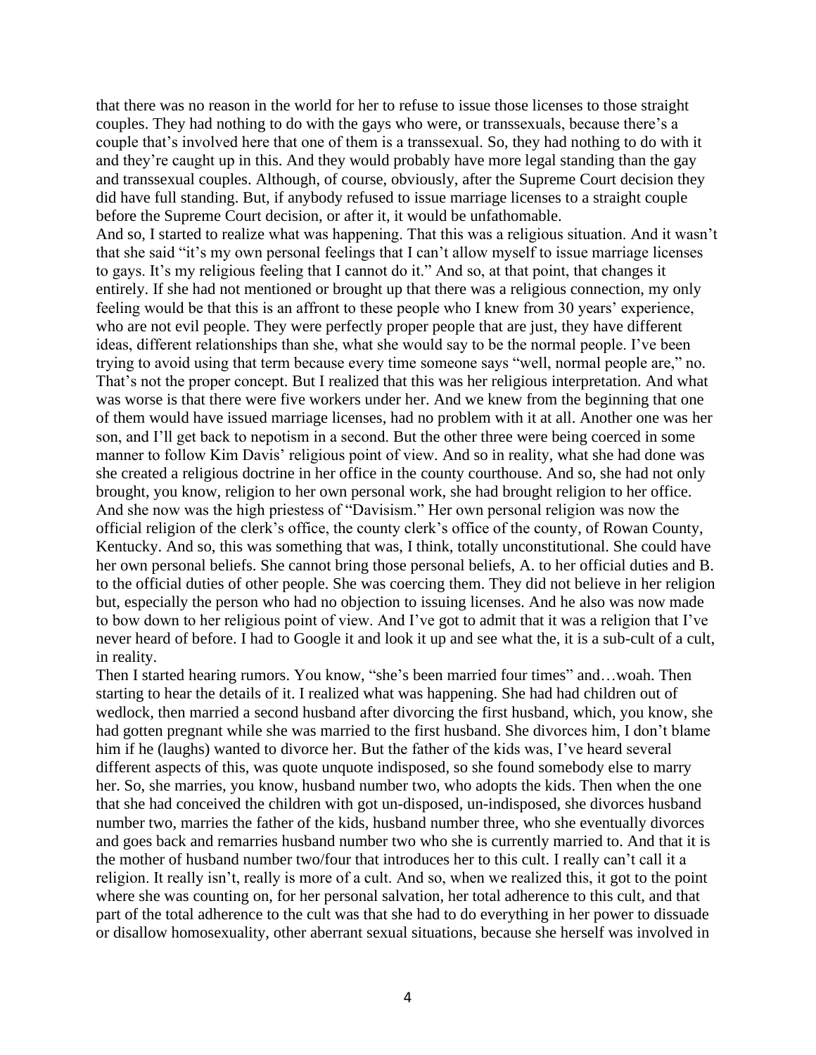that there was no reason in the world for her to refuse to issue those licenses to those straight couples. They had nothing to do with the gays who were, or transsexuals, because there's a couple that's involved here that one of them is a transsexual. So, they had nothing to do with it and they're caught up in this. And they would probably have more legal standing than the gay and transsexual couples. Although, of course, obviously, after the Supreme Court decision they did have full standing. But, if anybody refused to issue marriage licenses to a straight couple before the Supreme Court decision, or after it, it would be unfathomable.

And so, I started to realize what was happening. That this was a religious situation. And it wasn't that she said "it's my own personal feelings that I can't allow myself to issue marriage licenses to gays. It's my religious feeling that I cannot do it." And so, at that point, that changes it entirely. If she had not mentioned or brought up that there was a religious connection, my only feeling would be that this is an affront to these people who I knew from 30 years' experience, who are not evil people. They were perfectly proper people that are just, they have different ideas, different relationships than she, what she would say to be the normal people. I've been trying to avoid using that term because every time someone says "well, normal people are," no. That's not the proper concept. But I realized that this was her religious interpretation. And what was worse is that there were five workers under her. And we knew from the beginning that one of them would have issued marriage licenses, had no problem with it at all. Another one was her son, and I'll get back to nepotism in a second. But the other three were being coerced in some manner to follow Kim Davis' religious point of view. And so in reality, what she had done was she created a religious doctrine in her office in the county courthouse. And so, she had not only brought, you know, religion to her own personal work, she had brought religion to her office. And she now was the high priestess of "Davisism." Her own personal religion was now the official religion of the clerk's office, the county clerk's office of the county, of Rowan County, Kentucky. And so, this was something that was, I think, totally unconstitutional. She could have her own personal beliefs. She cannot bring those personal beliefs, A. to her official duties and B. to the official duties of other people. She was coercing them. They did not believe in her religion but, especially the person who had no objection to issuing licenses. And he also was now made to bow down to her religious point of view. And I've got to admit that it was a religion that I've never heard of before. I had to Google it and look it up and see what the, it is a sub-cult of a cult, in reality.

Then I started hearing rumors. You know, "she's been married four times" and…woah. Then starting to hear the details of it. I realized what was happening. She had had children out of wedlock, then married a second husband after divorcing the first husband, which, you know, she had gotten pregnant while she was married to the first husband. She divorces him, I don't blame him if he (laughs) wanted to divorce her. But the father of the kids was, I've heard several different aspects of this, was quote unquote indisposed, so she found somebody else to marry her. So, she marries, you know, husband number two, who adopts the kids. Then when the one that she had conceived the children with got un-disposed, un-indisposed, she divorces husband number two, marries the father of the kids, husband number three, who she eventually divorces and goes back and remarries husband number two who she is currently married to. And that it is the mother of husband number two/four that introduces her to this cult. I really can't call it a religion. It really isn't, really is more of a cult. And so, when we realized this, it got to the point where she was counting on, for her personal salvation, her total adherence to this cult, and that part of the total adherence to the cult was that she had to do everything in her power to dissuade or disallow homosexuality, other aberrant sexual situations, because she herself was involved in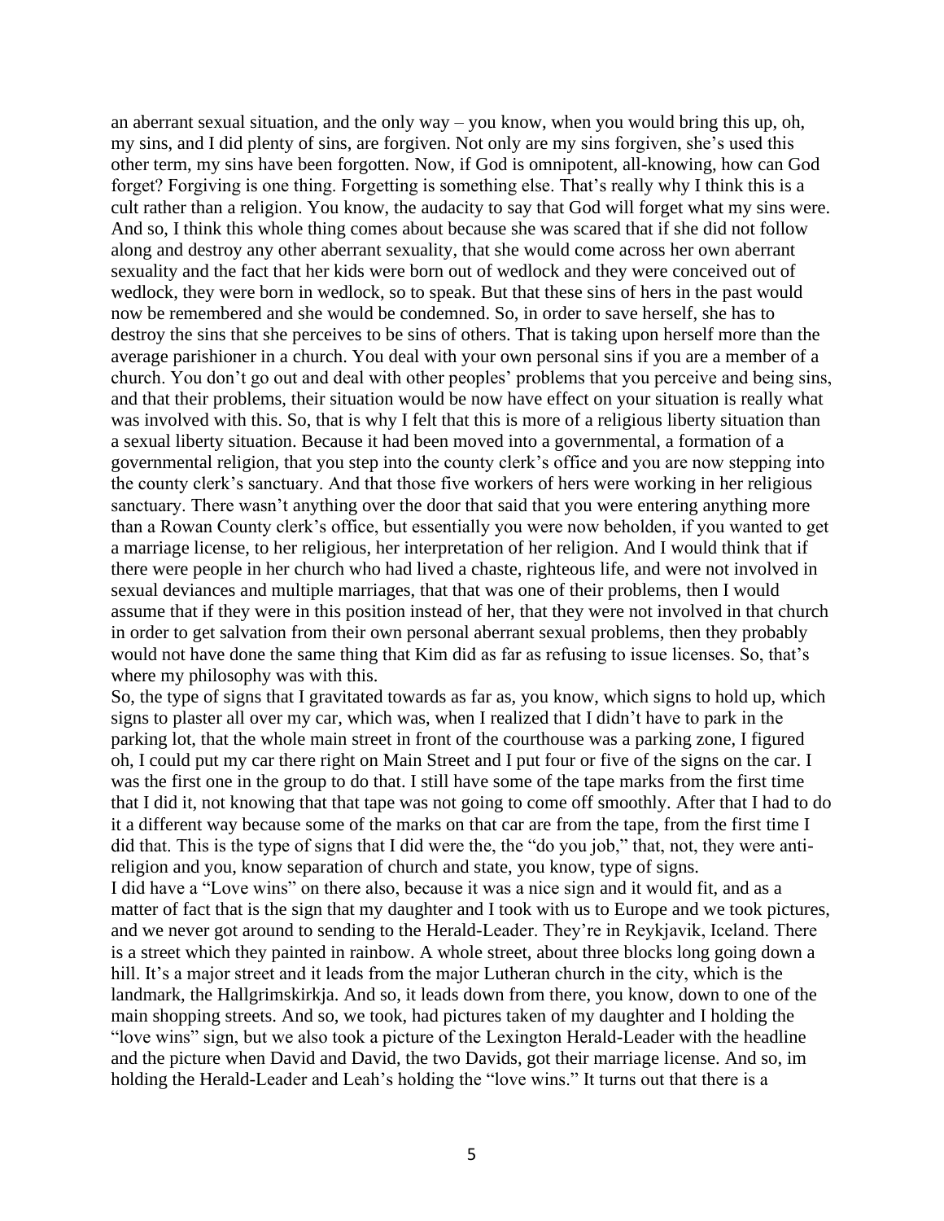an aberrant sexual situation, and the only way – you know, when you would bring this up, oh, my sins, and I did plenty of sins, are forgiven. Not only are my sins forgiven, she's used this other term, my sins have been forgotten. Now, if God is omnipotent, all-knowing, how can God forget? Forgiving is one thing. Forgetting is something else. That's really why I think this is a cult rather than a religion. You know, the audacity to say that God will forget what my sins were. And so, I think this whole thing comes about because she was scared that if she did not follow along and destroy any other aberrant sexuality, that she would come across her own aberrant sexuality and the fact that her kids were born out of wedlock and they were conceived out of wedlock, they were born in wedlock, so to speak. But that these sins of hers in the past would now be remembered and she would be condemned. So, in order to save herself, she has to destroy the sins that she perceives to be sins of others. That is taking upon herself more than the average parishioner in a church. You deal with your own personal sins if you are a member of a church. You don't go out and deal with other peoples' problems that you perceive and being sins, and that their problems, their situation would be now have effect on your situation is really what was involved with this. So, that is why I felt that this is more of a religious liberty situation than a sexual liberty situation. Because it had been moved into a governmental, a formation of a governmental religion, that you step into the county clerk's office and you are now stepping into the county clerk's sanctuary. And that those five workers of hers were working in her religious sanctuary. There wasn't anything over the door that said that you were entering anything more than a Rowan County clerk's office, but essentially you were now beholden, if you wanted to get a marriage license, to her religious, her interpretation of her religion. And I would think that if there were people in her church who had lived a chaste, righteous life, and were not involved in sexual deviances and multiple marriages, that that was one of their problems, then I would assume that if they were in this position instead of her, that they were not involved in that church in order to get salvation from their own personal aberrant sexual problems, then they probably would not have done the same thing that Kim did as far as refusing to issue licenses. So, that's where my philosophy was with this.

So, the type of signs that I gravitated towards as far as, you know, which signs to hold up, which signs to plaster all over my car, which was, when I realized that I didn't have to park in the parking lot, that the whole main street in front of the courthouse was a parking zone, I figured oh, I could put my car there right on Main Street and I put four or five of the signs on the car. I was the first one in the group to do that. I still have some of the tape marks from the first time that I did it, not knowing that that tape was not going to come off smoothly. After that I had to do it a different way because some of the marks on that car are from the tape, from the first time I did that. This is the type of signs that I did were the, the "do you job," that, not, they were anti-religion and you, know separation of church and state, you know, type of signs.

I did have a "Love wins" on there also, because it was a nice sign and it would fit, and as a matter of fact that is the sign that my daughter and I took with us to Europe and we took pictures, and we never got around to sending to the Herald-Leader. They're in Reykjavik, Iceland. There is a street which they painted in rainbow. A whole street, about three blocks long going down a hill. It's a major street and it leads from the major Lutheran church in the city, which is the landmark, the Hallgrimskirkja. And so, it leads down from there, you know, down to one of the main shopping streets. And so, we took, had pictures taken of my daughter and I holding the "love wins" sign, but we also took a picture of the Lexington Herald-Leader with the headline and the picture when David and David, the two Davids, got their marriage license. And so, im holding the Herald-Leader and Leah's holding the "love wins." It turns out that there is a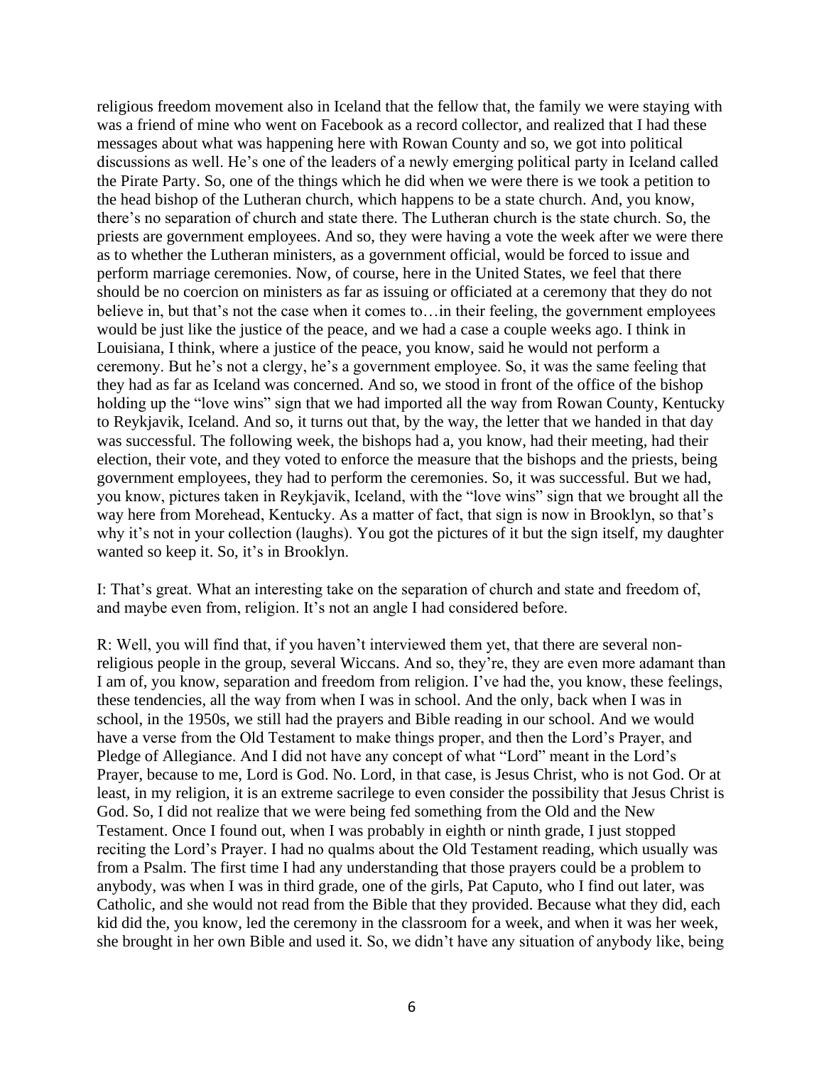religious freedom movement also in Iceland that the fellow that, the family we were staying with was a friend of mine who went on Facebook as a record collector, and realized that I had these messages about what was happening here with Rowan County and so, we got into political discussions as well. He's one of the leaders of a newly emerging political party in Iceland called the Pirate Party. So, one of the things which he did when we were there is we took a petition to the head bishop of the Lutheran church, which happens to be a state church. And, you know, there's no separation of church and state there. The Lutheran church is the state church. So, the priests are government employees. And so, they were having a vote the week after we were there as to whether the Lutheran ministers, as a government official, would be forced to issue and perform marriage ceremonies. Now, of course, here in the United States, we feel that there should be no coercion on ministers as far as issuing or officiated at a ceremony that they do not believe in, but that's not the case when it comes to…in their feeling, the government employees would be just like the justice of the peace, and we had a case a couple weeks ago. I think in Louisiana, I think, where a justice of the peace, you know, said he would not perform a ceremony. But he's not a clergy, he's a government employee. So, it was the same feeling that they had as far as Iceland was concerned. And so, we stood in front of the office of the bishop holding up the "love wins" sign that we had imported all the way from Rowan County, Kentucky to Reykjavik, Iceland. And so, it turns out that, by the way, the letter that we handed in that day was successful. The following week, the bishops had a, you know, had their meeting, had their election, their vote, and they voted to enforce the measure that the bishops and the priests, being government employees, they had to perform the ceremonies. So, it was successful. But we had, you know, pictures taken in Reykjavik, Iceland, with the "love wins" sign that we brought all the way here from Morehead, Kentucky. As a matter of fact, that sign is now in Brooklyn, so that's why it's not in your collection (laughs). You got the pictures of it but the sign itself, my daughter wanted so keep it. So, it's in Brooklyn.

I: That's great. What an interesting take on the separation of church and state and freedom of, and maybe even from, religion. It's not an angle I had considered before.

R: Well, you will find that, if you haven't interviewed them yet, that there are several non-religious people in the group, several Wiccans. And so, they're, they are even more adamant than I am of, you know, separation and freedom from religion. I've had the, you know, these feelings, these tendencies, all the way from when I was in school. And the only, back when I was in school, in the 1950s, we still had the prayers and Bible reading in our school. And we would have a verse from the Old Testament to make things proper, and then the Lord's Prayer, and Pledge of Allegiance. And I did not have any concept of what "Lord" meant in the Lord's Prayer, because to me, Lord is God. No. Lord, in that case, is Jesus Christ, who is not God. Or at least, in my religion, it is an extreme sacrilege to even consider the possibility that Jesus Christ is God. So, I did not realize that we were being fed something from the Old and the New Testament. Once I found out, when I was probably in eighth or ninth grade, I just stopped reciting the Lord's Prayer. I had no qualms about the Old Testament reading, which usually was from a Psalm. The first time I had any understanding that those prayers could be a problem to anybody, was when I was in third grade, one of the girls, Pat Caputo, who I find out later, was Catholic, and she would not read from the Bible that they provided. Because what they did, each kid did the, you know, led the ceremony in the classroom for a week, and when it was her week, she brought in her own Bible and used it. So, we didn't have any situation of anybody like, being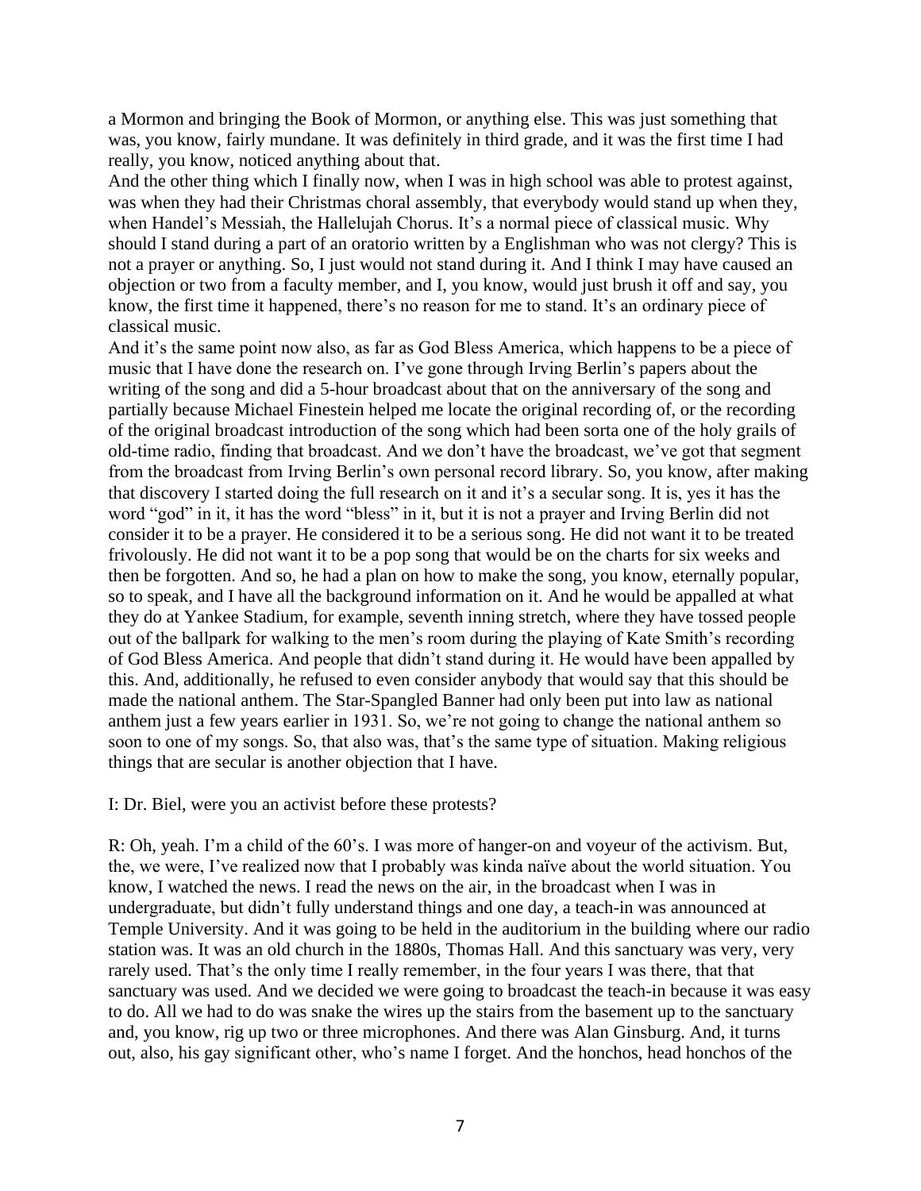a Mormon and bringing the Book of Mormon, or anything else. This was just something that was, you know, fairly mundane. It was definitely in third grade, and it was the first time I had really, you know, noticed anything about that.

And the other thing which I finally now, when I was in high school was able to protest against, was when they had their Christmas choral assembly, that everybody would stand up when they, when Handel's Messiah, the Hallelujah Chorus. It's a normal piece of classical music. Why should I stand during a part of an oratorio written by a Englishman who was not clergy? This is not a prayer or anything. So, I just would not stand during it. And I think I may have caused an objection or two from a faculty member, and I, you know, would just brush it off and say, you know, the first time it happened, there's no reason for me to stand. It's an ordinary piece of classical music.

And it's the same point now also, as far as God Bless America, which happens to be a piece of music that I have done the research on. I've gone through Irving Berlin's papers about the writing of the song and did a 5-hour broadcast about that on the anniversary of the song and partially because Michael Finestein helped me locate the original recording of, or the recording of the original broadcast introduction of the song which had been sorta one of the holy grails of old-time radio, finding that broadcast. And we don't have the broadcast, we've got that segment from the broadcast from Irving Berlin's own personal record library. So, you know, after making that discovery I started doing the full research on it and it's a secular song. It is, yes it has the word "god" in it, it has the word "bless" in it, but it is not a prayer and Irving Berlin did not consider it to be a prayer. He considered it to be a serious song. He did not want it to be treated frivolously. He did not want it to be a pop song that would be on the charts for six weeks and then be forgotten. And so, he had a plan on how to make the song, you know, eternally popular, so to speak, and I have all the background information on it. And he would be appalled at what they do at Yankee Stadium, for example, seventh inning stretch, where they have tossed people out of the ballpark for walking to the men's room during the playing of Kate Smith's recording of God Bless America. And people that didn't stand during it. He would have been appalled by this. And, additionally, he refused to even consider anybody that would say that this should be made the national anthem. The Star-Spangled Banner had only been put into law as national anthem just a few years earlier in 1931. So, we're not going to change the national anthem so soon to one of my songs. So, that also was, that's the same type of situation. Making religious things that are secular is another objection that I have.

I: Dr. Biel, were you an activist before these protests?

R: Oh, yeah. I'm a child of the 60's. I was more of hanger-on and voyeur of the activism. But, the, we were, I've realized now that I probably was kinda naïve about the world situation. You know, I watched the news. I read the news on the air, in the broadcast when I was in undergraduate, but didn't fully understand things and one day, a teach-in was announced at Temple University. And it was going to be held in the auditorium in the building where our radio station was. It was an old church in the 1880s, Thomas Hall. And this sanctuary was very, very rarely used. That's the only time I really remember, in the four years I was there, that that sanctuary was used. And we decided we were going to broadcast the teach-in because it was easy to do. All we had to do was snake the wires up the stairs from the basement up to the sanctuary and, you know, rig up two or three microphones. And there was Alan Ginsburg. And, it turns out, also, his gay significant other, who's name I forget. And the honchos, head honchos of the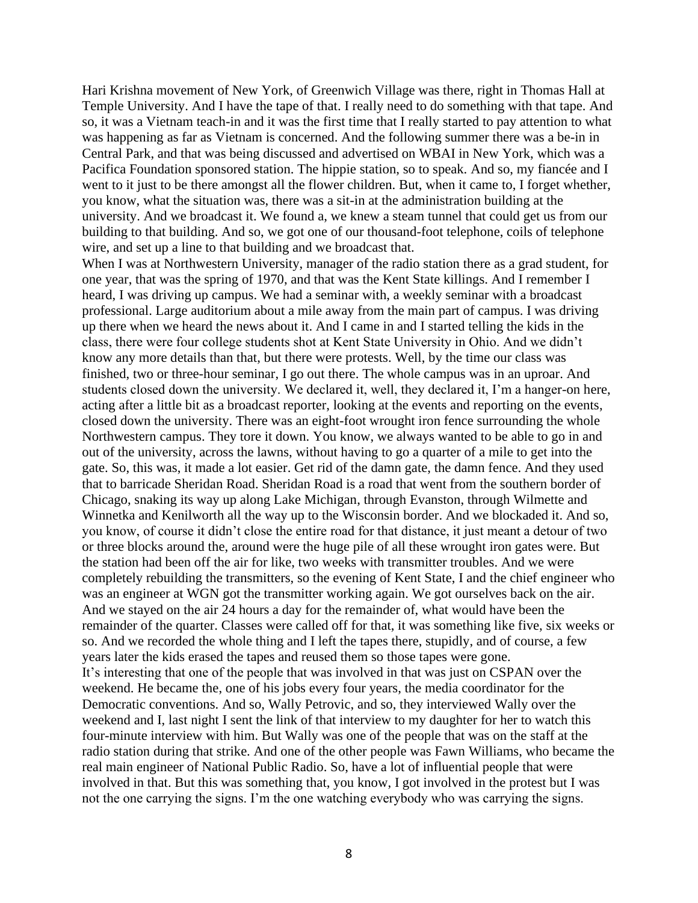Hari Krishna movement of New York, of Greenwich Village was there, right in Thomas Hall at Temple University. And I have the tape of that. I really need to do something with that tape. And so, it was a Vietnam teach-in and it was the first time that I really started to pay attention to what was happening as far as Vietnam is concerned. And the following summer there was a be-in in Central Park, and that was being discussed and advertised on WBAI in New York, which was a Pacifica Foundation sponsored station. The hippie station, so to speak. And so, my fiancée and I went to it just to be there amongst all the flower children. But, when it came to, I forget whether, you know, what the situation was, there was a sit-in at the administration building at the university. And we broadcast it. We found a, we knew a steam tunnel that could get us from our building to that building. And so, we got one of our thousand-foot telephone, coils of telephone wire, and set up a line to that building and we broadcast that.

When I was at Northwestern University, manager of the radio station there as a grad student, for one year, that was the spring of 1970, and that was the Kent State killings. And I remember I heard, I was driving up campus. We had a seminar with, a weekly seminar with a broadcast professional. Large auditorium about a mile away from the main part of campus. I was driving up there when we heard the news about it. And I came in and I started telling the kids in the class, there were four college students shot at Kent State University in Ohio. And we didn't know any more details than that, but there were protests. Well, by the time our class was finished, two or three-hour seminar, I go out there. The whole campus was in an uproar. And students closed down the university. We declared it, well, they declared it, I'm a hanger-on here, acting after a little bit as a broadcast reporter, looking at the events and reporting on the events, closed down the university. There was an eight-foot wrought iron fence surrounding the whole Northwestern campus. They tore it down. You know, we always wanted to be able to go in and out of the university, across the lawns, without having to go a quarter of a mile to get into the gate. So, this was, it made a lot easier. Get rid of the damn gate, the damn fence. And they used that to barricade Sheridan Road. Sheridan Road is a road that went from the southern border of Chicago, snaking its way up along Lake Michigan, through Evanston, through Wilmette and Winnetka and Kenilworth all the way up to the Wisconsin border. And we blockaded it. And so, you know, of course it didn't close the entire road for that distance, it just meant a detour of two or three blocks around the, around were the huge pile of all these wrought iron gates were. But the station had been off the air for like, two weeks with transmitter troubles. And we were completely rebuilding the transmitters, so the evening of Kent State, I and the chief engineer who was an engineer at WGN got the transmitter working again. We got ourselves back on the air. And we stayed on the air 24 hours a day for the remainder of, what would have been the remainder of the quarter. Classes were called off for that, it was something like five, six weeks or so. And we recorded the whole thing and I left the tapes there, stupidly, and of course, a few years later the kids erased the tapes and reused them so those tapes were gone.

It's interesting that one of the people that was involved in that was just on CSPAN over the weekend. He became the, one of his jobs every four years, the media coordinator for the Democratic conventions. And so, Wally Petrovic, and so, they interviewed Wally over the weekend and I, last night I sent the link of that interview to my daughter for her to watch this four-minute interview with him. But Wally was one of the people that was on the staff at the radio station during that strike. And one of the other people was Fawn Williams, who became the real main engineer of National Public Radio. So, have a lot of influential people that were involved in that. But this was something that, you know, I got involved in the protest but I was not the one carrying the signs. I'm the one watching everybody who was carrying the signs.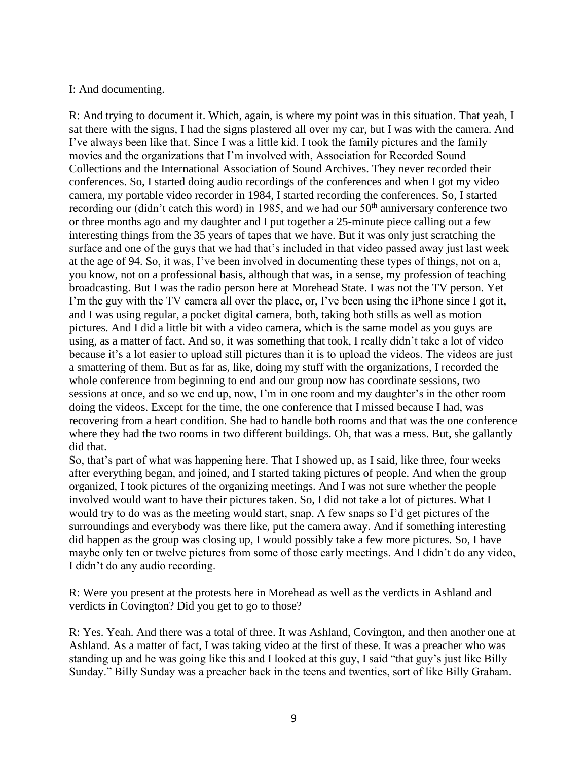I: And documenting.

R: And trying to document it. Which, again, is where my point was in this situation. That yeah, I sat there with the signs, I had the signs plastered all over my car, but I was with the camera. And I've always been like that. Since I was a little kid. I took the family pictures and the family movies and the organizations that I'm involved with, Association for Recorded Sound Collections and the International Association of Sound Archives. They never recorded their conferences. So, I started doing audio recordings of the conferences and when I got my video camera, my portable video recorder in 1984, I started recording the conferences. So, I started recording our (didn't catch this word) in 1985, and we had our 50th anniversary conference two or three months ago and my daughter and I put together a 25-minute piece calling out a few interesting things from the 35 years of tapes that we have. But it was only just scratching the surface and one of the guys that we had that's included in that video passed away just last week at the age of 94. So, it was, I've been involved in documenting these types of things, not on a, you know, not on a professional basis, although that was, in a sense, my profession of teaching broadcasting. But I was the radio person here at Morehead State. I was not the TV person. Yet I'm the guy with the TV camera all over the place, or, I've been using the iPhone since I got it, and I was using regular, a pocket digital camera, both, taking both stills as well as motion pictures. And I did a little bit with a video camera, which is the same model as you guys are using, as a matter of fact. And so, it was something that took, I really didn't take a lot of video because it's a lot easier to upload still pictures than it is to upload the videos. The videos are just a smattering of them. But as far as, like, doing my stuff with the organizations, I recorded the whole conference from beginning to end and our group now has coordinate sessions, two sessions at once, and so we end up, now, I'm in one room and my daughter's in the other room doing the videos. Except for the time, the one conference that I missed because I had, was recovering from a heart condition. She had to handle both rooms and that was the one conference where they had the two rooms in two different buildings. Oh, that was a mess. But, she gallantly did that.

So, that's part of what was happening here. That I showed up, as I said, like three, four weeks after everything began, and joined, and I started taking pictures of people. And when the group organized, I took pictures of the organizing meetings. And I was not sure whether the people involved would want to have their pictures taken. So, I did not take a lot of pictures. What I would try to do was as the meeting would start, snap. A few snaps so I'd get pictures of the surroundings and everybody was there like, put the camera away. And if something interesting did happen as the group was closing up, I would possibly take a few more pictures. So, I have maybe only ten or twelve pictures from some of those early meetings. And I didn't do any video, I didn't do any audio recording.

R: Were you present at the protests here in Morehead as well as the verdicts in Ashland and verdicts in Covington? Did you get to go to those?

R: Yes. Yeah. And there was a total of three. It was Ashland, Covington, and then another one at Ashland. As a matter of fact, I was taking video at the first of these. It was a preacher who was standing up and he was going like this and I looked at this guy, I said "that guy's just like Billy Sunday." Billy Sunday was a preacher back in the teens and twenties, sort of like Billy Graham.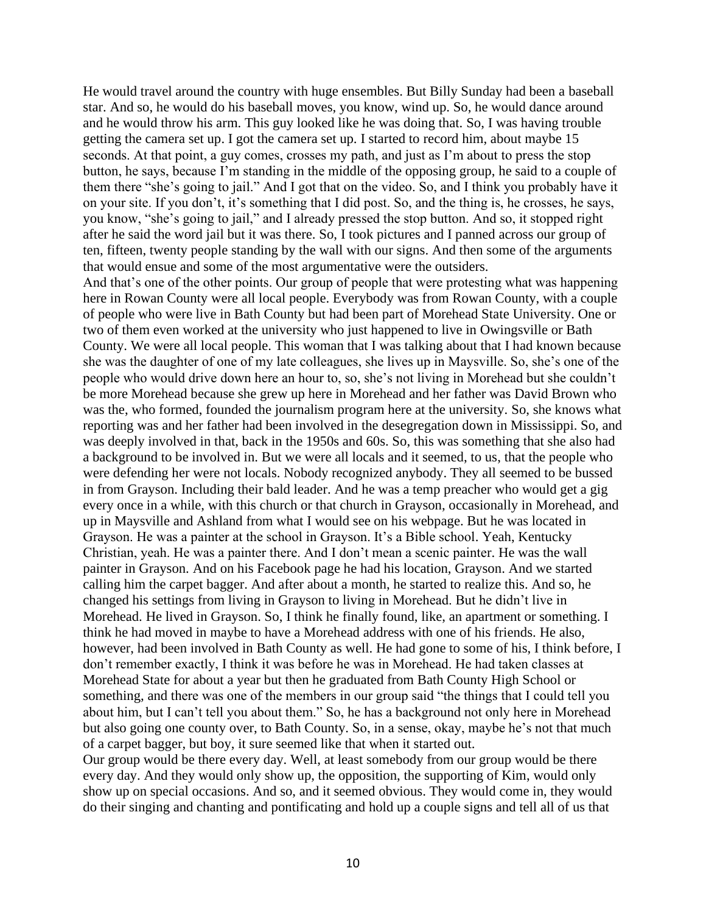He would travel around the country with huge ensembles. But Billy Sunday had been a baseball star. And so, he would do his baseball moves, you know, wind up. So, he would dance around and he would throw his arm. This guy looked like he was doing that. So, I was having trouble getting the camera set up. I got the camera set up. I started to record him, about maybe 15 seconds. At that point, a guy comes, crosses my path, and just as I'm about to press the stop button, he says, because I'm standing in the middle of the opposing group, he said to a couple of them there "she's going to jail." And I got that on the video. So, and I think you probably have it on your site. If you don't, it's something that I did post. So, and the thing is, he crosses, he says, you know, "she's going to jail," and I already pressed the stop button. And so, it stopped right after he said the word jail but it was there. So, I took pictures and I panned across our group of ten, fifteen, twenty people standing by the wall with our signs. And then some of the arguments that would ensue and some of the most argumentative were the outsiders.

And that's one of the other points. Our group of people that were protesting what was happening here in Rowan County were all local people. Everybody was from Rowan County, with a couple of people who were live in Bath County but had been part of Morehead State University. One or two of them even worked at the university who just happened to live in Owingsville or Bath County. We were all local people. This woman that I was talking about that I had known because she was the daughter of one of my late colleagues, she lives up in Maysville. So, she's one of the people who would drive down here an hour to, so, she's not living in Morehead but she couldn't be more Morehead because she grew up here in Morehead and her father was David Brown who was the, who formed, founded the journalism program here at the university. So, she knows what reporting was and her father had been involved in the desegregation down in Mississippi. So, and was deeply involved in that, back in the 1950s and 60s. So, this was something that she also had a background to be involved in. But we were all locals and it seemed, to us, that the people who were defending her were not locals. Nobody recognized anybody. They all seemed to be bussed in from Grayson. Including their bald leader. And he was a temp preacher who would get a gig every once in a while, with this church or that church in Grayson, occasionally in Morehead, and up in Maysville and Ashland from what I would see on his webpage. But he was located in Grayson. He was a painter at the school in Grayson. It's a Bible school. Yeah, Kentucky Christian, yeah. He was a painter there. And I don't mean a scenic painter. He was the wall painter in Grayson. And on his Facebook page he had his location, Grayson. And we started calling him the carpet bagger. And after about a month, he started to realize this. And so, he changed his settings from living in Grayson to living in Morehead. But he didn't live in Morehead. He lived in Grayson. So, I think he finally found, like, an apartment or something. I think he had moved in maybe to have a Morehead address with one of his friends. He also, however, had been involved in Bath County as well. He had gone to some of his, I think before, I don't remember exactly, I think it was before he was in Morehead. He had taken classes at Morehead State for about a year but then he graduated from Bath County High School or something, and there was one of the members in our group said "the things that I could tell you about him, but I can't tell you about them." So, he has a background not only here in Morehead but also going one county over, to Bath County. So, in a sense, okay, maybe he's not that much of a carpet bagger, but boy, it sure seemed like that when it started out.

Our group would be there every day. Well, at least somebody from our group would be there every day. And they would only show up, the opposition, the supporting of Kim, would only show up on special occasions. And so, and it seemed obvious. They would come in, they would do their singing and chanting and pontificating and hold up a couple signs and tell all of us that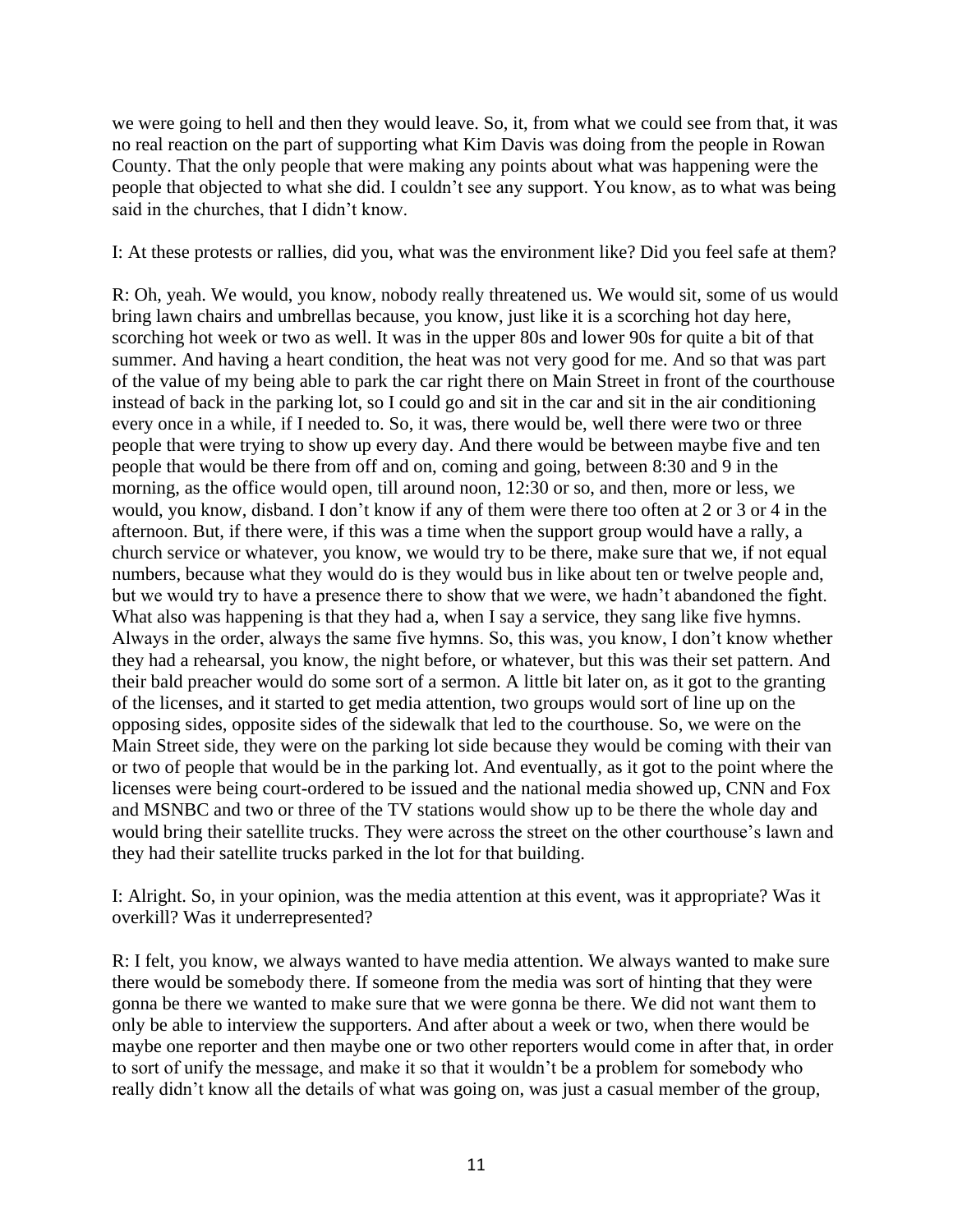we were going to hell and then they would leave. So, it, from what we could see from that, it was no real reaction on the part of supporting what Kim Davis was doing from the people in Rowan County. That the only people that were making any points about what was happening were the people that objected to what she did. I couldn't see any support. You know, as to what was being said in the churches, that I didn't know.

I: At these protests or rallies, did you, what was the environment like? Did you feel safe at them?

R: Oh, yeah. We would, you know, nobody really threatened us. We would sit, some of us would bring lawn chairs and umbrellas because, you know, just like it is a scorching hot day here, scorching hot week or two as well. It was in the upper 80s and lower 90s for quite a bit of that summer. And having a heart condition, the heat was not very good for me. And so that was part of the value of my being able to park the car right there on Main Street in front of the courthouse instead of back in the parking lot, so I could go and sit in the car and sit in the air conditioning every once in a while, if I needed to. So, it was, there would be, well there were two or three people that were trying to show up every day. And there would be between maybe five and ten people that would be there from off and on, coming and going, between 8:30 and 9 in the morning, as the office would open, till around noon, 12:30 or so, and then, more or less, we would, you know, disband. I don't know if any of them were there too often at 2 or 3 or 4 in the afternoon. But, if there were, if this was a time when the support group would have a rally, a church service or whatever, you know, we would try to be there, make sure that we, if not equal numbers, because what they would do is they would bus in like about ten or twelve people and, but we would try to have a presence there to show that we were, we hadn't abandoned the fight. What also was happening is that they had a, when I say a service, they sang like five hymns. Always in the order, always the same five hymns. So, this was, you know, I don't know whether they had a rehearsal, you know, the night before, or whatever, but this was their set pattern. And their bald preacher would do some sort of a sermon. A little bit later on, as it got to the granting of the licenses, and it started to get media attention, two groups would sort of line up on the opposing sides, opposite sides of the sidewalk that led to the courthouse. So, we were on the Main Street side, they were on the parking lot side because they would be coming with their van or two of people that would be in the parking lot. And eventually, as it got to the point where the licenses were being court-ordered to be issued and the national media showed up, CNN and Fox and MSNBC and two or three of the TV stations would show up to be there the whole day and would bring their satellite trucks. They were across the street on the other courthouse's lawn and they had their satellite trucks parked in the lot for that building.

I: Alright. So, in your opinion, was the media attention at this event, was it appropriate? Was it overkill? Was it underrepresented?

R: I felt, you know, we always wanted to have media attention. We always wanted to make sure there would be somebody there. If someone from the media was sort of hinting that they were gonna be there we wanted to make sure that we were gonna be there. We did not want them to only be able to interview the supporters. And after about a week or two, when there would be maybe one reporter and then maybe one or two other reporters would come in after that, in order to sort of unify the message, and make it so that it wouldn't be a problem for somebody who really didn't know all the details of what was going on, was just a casual member of the group,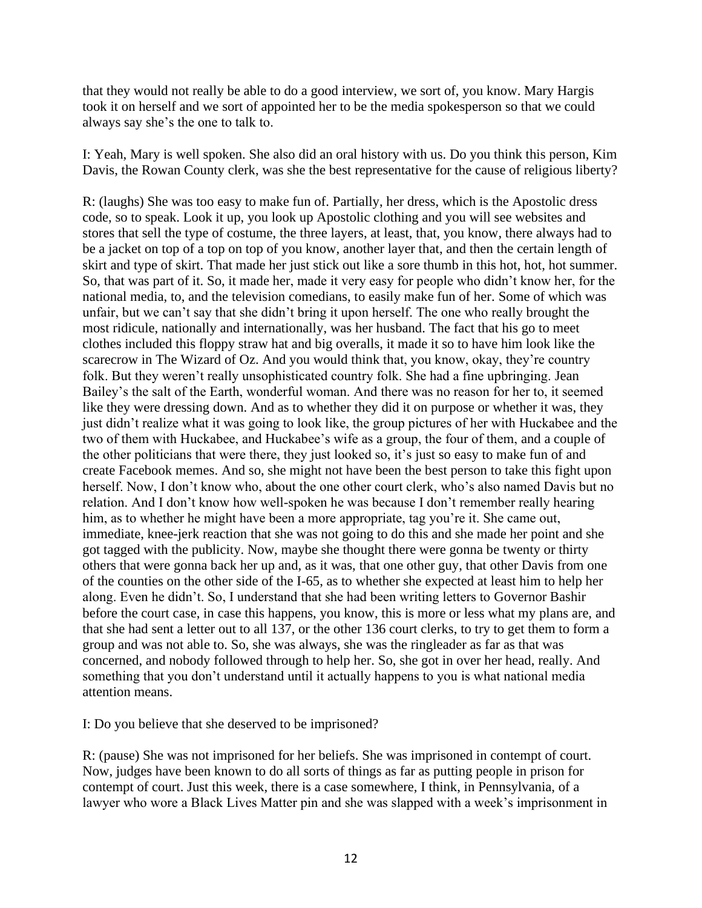that they would not really be able to do a good interview, we sort of, you know. Mary Hargis took it on herself and we sort of appointed her to be the media spokesperson so that we could always say she's the one to talk to.

I: Yeah, Mary is well spoken. She also did an oral history with us. Do you think this person, Kim Davis, the Rowan County clerk, was she the best representative for the cause of religious liberty?

R: (laughs) She was too easy to make fun of. Partially, her dress, which is the Apostolic dress code, so to speak. Look it up, you look up Apostolic clothing and you will see websites and stores that sell the type of costume, the three layers, at least, that, you know, there always had to be a jacket on top of a top on top of you know, another layer that, and then the certain length of skirt and type of skirt. That made her just stick out like a sore thumb in this hot, hot, hot summer. So, that was part of it. So, it made her, made it very easy for people who didn't know her, for the national media, to, and the television comedians, to easily make fun of her. Some of which was unfair, but we can't say that she didn't bring it upon herself. The one who really brought the most ridicule, nationally and internationally, was her husband. The fact that his go to meet clothes included this floppy straw hat and big overalls, it made it so to have him look like the scarecrow in The Wizard of Oz. And you would think that, you know, okay, they're country folk. But they weren't really unsophisticated country folk. She had a fine upbringing. Jean Bailey's the salt of the Earth, wonderful woman. And there was no reason for her to, it seemed like they were dressing down. And as to whether they did it on purpose or whether it was, they just didn't realize what it was going to look like, the group pictures of her with Huckabee and the two of them with Huckabee, and Huckabee's wife as a group, the four of them, and a couple of the other politicians that were there, they just looked so, it's just so easy to make fun of and create Facebook memes. And so, she might not have been the best person to take this fight upon herself. Now, I don't know who, about the one other court clerk, who's also named Davis but no relation. And I don't know how well-spoken he was because I don't remember really hearing him, as to whether he might have been a more appropriate, tag you're it. She came out, immediate, knee-jerk reaction that she was not going to do this and she made her point and she got tagged with the publicity. Now, maybe she thought there were gonna be twenty or thirty others that were gonna back her up and, as it was, that one other guy, that other Davis from one of the counties on the other side of the I-65, as to whether she expected at least him to help her along. Even he didn't. So, I understand that she had been writing letters to Governor Bashir before the court case, in case this happens, you know, this is more or less what my plans are, and that she had sent a letter out to all 137, or the other 136 court clerks, to try to get them to form a group and was not able to. So, she was always, she was the ringleader as far as that was concerned, and nobody followed through to help her. So, she got in over her head, really. And something that you don't understand until it actually happens to you is what national media attention means.

I: Do you believe that she deserved to be imprisoned?

R: (pause) She was not imprisoned for her beliefs. She was imprisoned in contempt of court. Now, judges have been known to do all sorts of things as far as putting people in prison for contempt of court. Just this week, there is a case somewhere, I think, in Pennsylvania, of a lawyer who wore a Black Lives Matter pin and she was slapped with a week's imprisonment in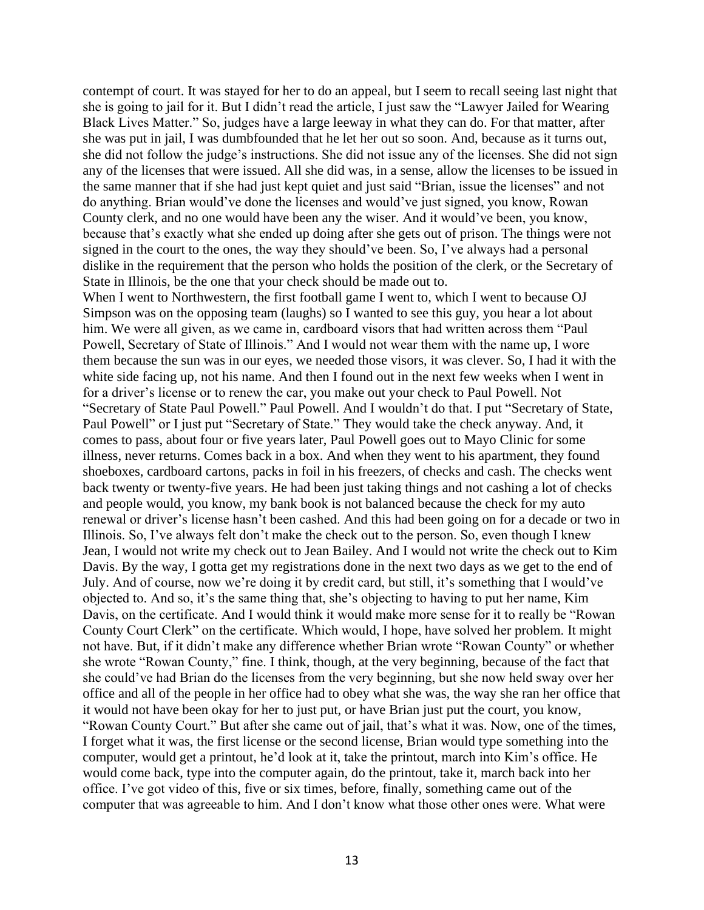contempt of court. It was stayed for her to do an appeal, but I seem to recall seeing last night that she is going to jail for it. But I didn't read the article, I just saw the "Lawyer Jailed for Wearing Black Lives Matter." So, judges have a large leeway in what they can do. For that matter, after she was put in jail, I was dumbfounded that he let her out so soon. And, because as it turns out, she did not follow the judge's instructions. She did not issue any of the licenses. She did not sign any of the licenses that were issued. All she did was, in a sense, allow the licenses to be issued in the same manner that if she had just kept quiet and just said "Brian, issue the licenses" and not do anything. Brian would've done the licenses and would've just signed, you know, Rowan County clerk, and no one would have been any the wiser. And it would've been, you know, because that's exactly what she ended up doing after she gets out of prison. The things were not signed in the court to the ones, the way they should've been. So, I've always had a personal dislike in the requirement that the person who holds the position of the clerk, or the Secretary of State in Illinois, be the one that your check should be made out to.

When I went to Northwestern, the first football game I went to, which I went to because OJ Simpson was on the opposing team (laughs) so I wanted to see this guy, you hear a lot about him. We were all given, as we came in, cardboard visors that had written across them "Paul Powell, Secretary of State of Illinois." And I would not wear them with the name up, I wore them because the sun was in our eyes, we needed those visors, it was clever. So, I had it with the white side facing up, not his name. And then I found out in the next few weeks when I went in for a driver's license or to renew the car, you make out your check to Paul Powell. Not "Secretary of State Paul Powell." Paul Powell. And I wouldn't do that. I put "Secretary of State, Paul Powell" or I just put "Secretary of State." They would take the check anyway. And, it comes to pass, about four or five years later, Paul Powell goes out to Mayo Clinic for some illness, never returns. Comes back in a box. And when they went to his apartment, they found shoeboxes, cardboard cartons, packs in foil in his freezers, of checks and cash. The checks went back twenty or twenty-five years. He had been just taking things and not cashing a lot of checks and people would, you know, my bank book is not balanced because the check for my auto renewal or driver's license hasn't been cashed. And this had been going on for a decade or two in Illinois. So, I've always felt don't make the check out to the person. So, even though I knew Jean, I would not write my check out to Jean Bailey. And I would not write the check out to Kim Davis. By the way, I gotta get my registrations done in the next two days as we get to the end of July. And of course, now we're doing it by credit card, but still, it's something that I would've objected to. And so, it's the same thing that, she's objecting to having to put her name, Kim Davis, on the certificate. And I would think it would make more sense for it to really be "Rowan County Court Clerk" on the certificate. Which would, I hope, have solved her problem. It might not have. But, if it didn't make any difference whether Brian wrote "Rowan County" or whether she wrote "Rowan County," fine. I think, though, at the very beginning, because of the fact that she could've had Brian do the licenses from the very beginning, but she now held sway over her office and all of the people in her office had to obey what she was, the way she ran her office that it would not have been okay for her to just put, or have Brian just put the court, you know, "Rowan County Court." But after she came out of jail, that's what it was. Now, one of the times, I forget what it was, the first license or the second license, Brian would type something into the computer, would get a printout, he'd look at it, take the printout, march into Kim's office. He would come back, type into the computer again, do the printout, take it, march back into her office. I've got video of this, five or six times, before, finally, something came out of the computer that was agreeable to him. And I don't know what those other ones were. What were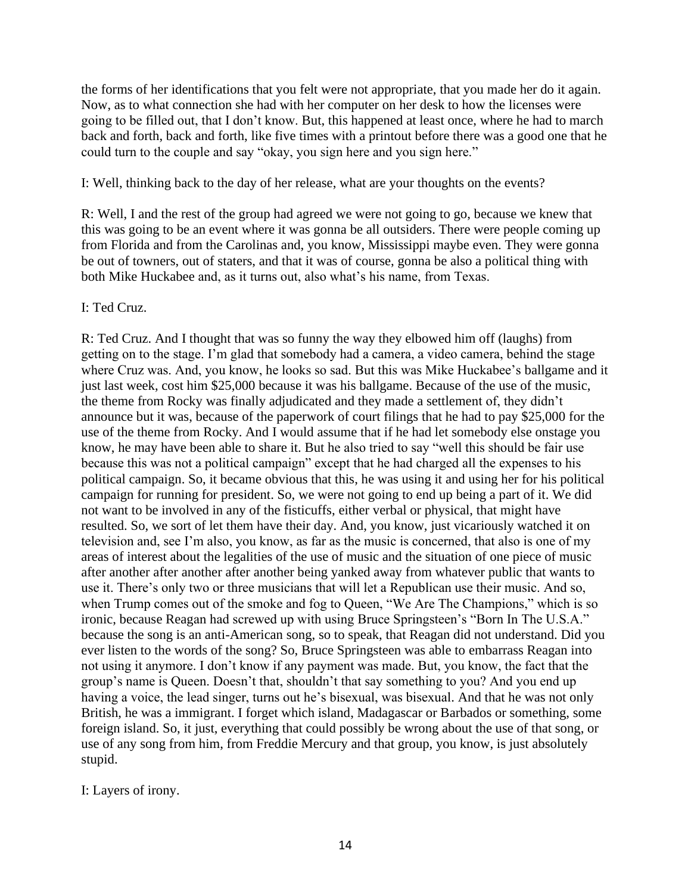the forms of her identifications that you felt were not appropriate, that you made her do it again. Now, as to what connection she had with her computer on her desk to how the licenses were going to be filled out, that I don't know. But, this happened at least once, where he had to march back and forth, back and forth, like five times with a printout before there was a good one that he could turn to the couple and say "okay, you sign here and you sign here."

I: Well, thinking back to the day of her release, what are your thoughts on the events?

R: Well, I and the rest of the group had agreed we were not going to go, because we knew that this was going to be an event where it was gonna be all outsiders. There were people coming up from Florida and from the Carolinas and, you know, Mississippi maybe even. They were gonna be out of towners, out of staters, and that it was of course, gonna be also a political thing with both Mike Huckabee and, as it turns out, also what's his name, from Texas.

I: Ted Cruz.

R: Ted Cruz. And I thought that was so funny the way they elbowed him off (laughs) from getting on to the stage. I'm glad that somebody had a camera, a video camera, behind the stage where Cruz was. And, you know, he looks so sad. But this was Mike Huckabee's ballgame and it just last week, cost him $25,000 because it was his ballgame. Because of the use of the music, the theme from Rocky was finally adjudicated and they made a settlement of, they didn't announce but it was, because of the paperwork of court filings that he had to pay $25,000 for the use of the theme from Rocky. And I would assume that if he had let somebody else onstage you know, he may have been able to share it. But he also tried to say "well this should be fair use because this was not a political campaign" except that he had charged all the expenses to his political campaign. So, it became obvious that this, he was using it and using her for his political campaign for running for president. So, we were not going to end up being a part of it. We did not want to be involved in any of the fisticuffs, either verbal or physical, that might have resulted. So, we sort of let them have their day. And, you know, just vicariously watched it on television and, see I'm also, you know, as far as the music is concerned, that also is one of my areas of interest about the legalities of the use of music and the situation of one piece of music after another after another after another being yanked away from whatever public that wants to use it. There's only two or three musicians that will let a Republican use their music. And so, when Trump comes out of the smoke and fog to Queen, "We Are The Champions," which is so ironic, because Reagan had screwed up with using Bruce Springsteen's "Born In The U.S.A." because the song is an anti-American song, so to speak, that Reagan did not understand. Did you ever listen to the words of the song? So, Bruce Springsteen was able to embarrass Reagan into not using it anymore. I don't know if any payment was made. But, you know, the fact that the group's name is Queen. Doesn't that, shouldn't that say something to you? And you end up having a voice, the lead singer, turns out he's bisexual, was bisexual. And that he was not only British, he was a immigrant. I forget which island, Madagascar or Barbados or something, some foreign island. So, it just, everything that could possibly be wrong about the use of that song, or use of any song from him, from Freddie Mercury and that group, you know, is just absolutely stupid.

I: Layers of irony.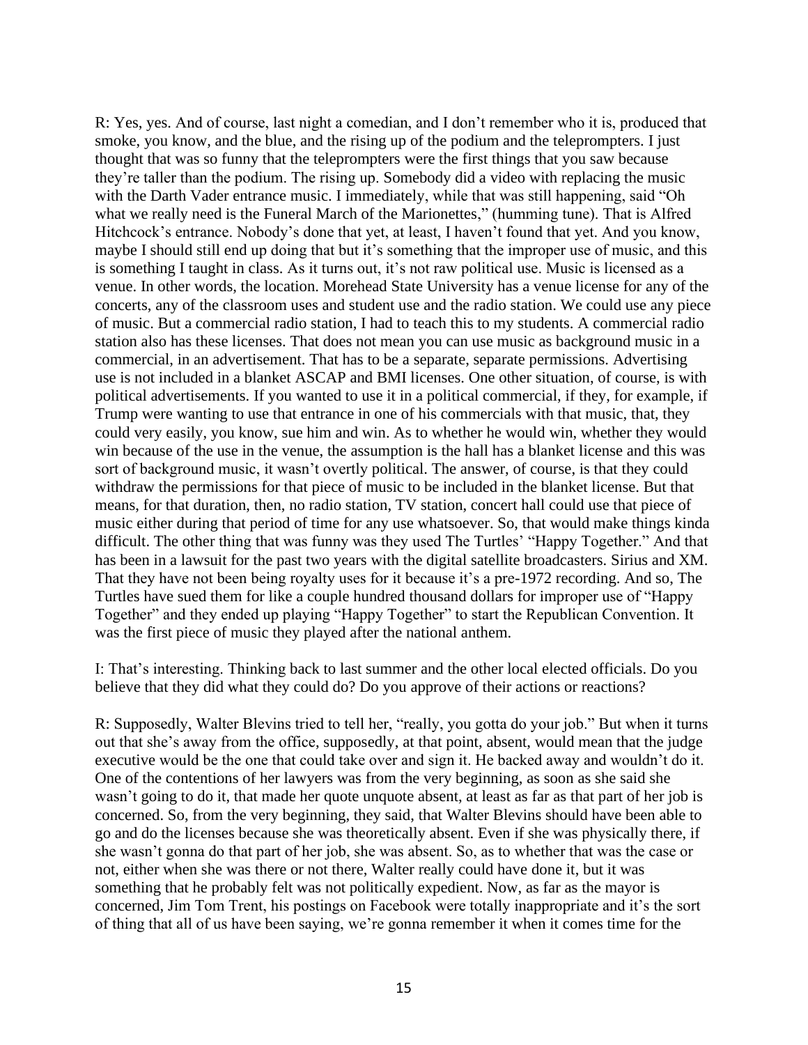R: Yes, yes. And of course, last night a comedian, and I don't remember who it is, produced that smoke, you know, and the blue, and the rising up of the podium and the teleprompters. I just thought that was so funny that the teleprompters were the first things that you saw because they're taller than the podium. The rising up. Somebody did a video with replacing the music with the Darth Vader entrance music. I immediately, while that was still happening, said "Oh what we really need is the Funeral March of the Marionettes," (humming tune). That is Alfred Hitchcock's entrance. Nobody's done that yet, at least, I haven't found that yet. And you know, maybe I should still end up doing that but it's something that the improper use of music, and this is something I taught in class. As it turns out, it's not raw political use. Music is licensed as a venue. In other words, the location. Morehead State University has a venue license for any of the concerts, any of the classroom uses and student use and the radio station. We could use any piece of music. But a commercial radio station, I had to teach this to my students. A commercial radio station also has these licenses. That does not mean you can use music as background music in a commercial, in an advertisement. That has to be a separate, separate permissions. Advertising use is not included in a blanket ASCAP and BMI licenses. One other situation, of course, is with political advertisements. If you wanted to use it in a political commercial, if they, for example, if Trump were wanting to use that entrance in one of his commercials with that music, that, they could very easily, you know, sue him and win. As to whether he would win, whether they would win because of the use in the venue, the assumption is the hall has a blanket license and this was sort of background music, it wasn't overtly political. The answer, of course, is that they could withdraw the permissions for that piece of music to be included in the blanket license. But that means, for that duration, then, no radio station, TV station, concert hall could use that piece of music either during that period of time for any use whatsoever. So, that would make things kinda difficult. The other thing that was funny was they used The Turtles' "Happy Together." And that has been in a lawsuit for the past two years with the digital satellite broadcasters. Sirius and XM. That they have not been being royalty uses for it because it's a pre-1972 recording. And so, The Turtles have sued them for like a couple hundred thousand dollars for improper use of "Happy Together" and they ended up playing "Happy Together" to start the Republican Convention. It was the first piece of music they played after the national anthem.

I: That's interesting. Thinking back to last summer and the other local elected officials. Do you believe that they did what they could do? Do you approve of their actions or reactions?

R: Supposedly, Walter Blevins tried to tell her, "really, you gotta do your job." But when it turns out that she's away from the office, supposedly, at that point, absent, would mean that the judge executive would be the one that could take over and sign it. He backed away and wouldn't do it. One of the contentions of her lawyers was from the very beginning, as soon as she said she wasn't going to do it, that made her quote unquote absent, at least as far as that part of her job is concerned. So, from the very beginning, they said, that Walter Blevins should have been able to go and do the licenses because she was theoretically absent. Even if she was physically there, if she wasn't gonna do that part of her job, she was absent. So, as to whether that was the case or not, either when she was there or not there, Walter really could have done it, but it was something that he probably felt was not politically expedient. Now, as far as the mayor is concerned, Jim Tom Trent, his postings on Facebook were totally inappropriate and it's the sort of thing that all of us have been saying, we're gonna remember it when it comes time for the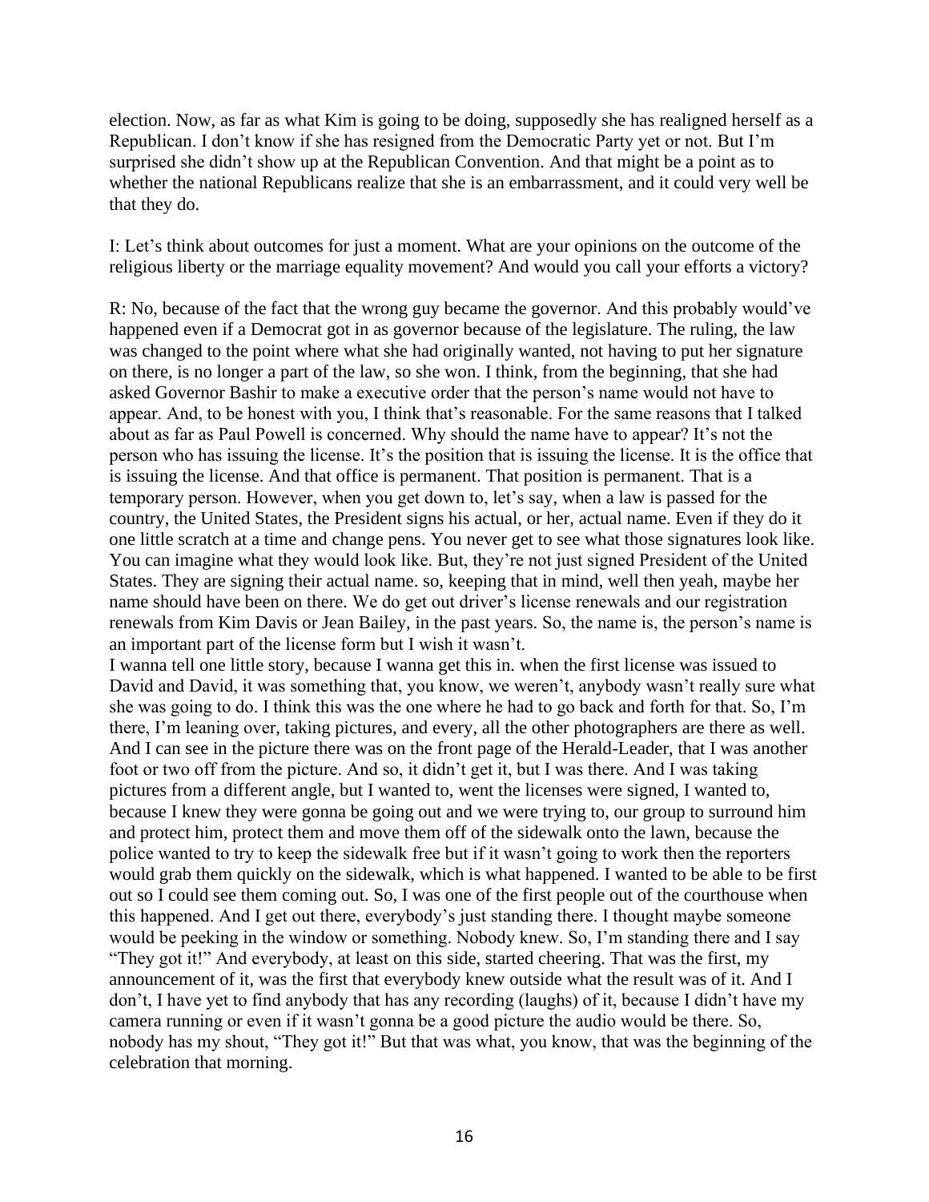election. Now, as far as what Kim is going to be doing, supposedly she has realigned herself as a Republican. I don't know if she has resigned from the Democratic Party yet or not. But I'm surprised she didn't show up at the Republican Convention. And that might be a point as to whether the national Republicans realize that she is an embarrassment, and it could very well be that they do.

I: Let's think about outcomes for just a moment. What are your opinions on the outcome of the religious liberty or the marriage equality movement? And would you call your efforts a victory?

R: No, because of the fact that the wrong guy became the governor. And this probably would've happened even if a Democrat got in as governor because of the legislature. The ruling, the law was changed to the point where what she had originally wanted, not having to put her signature on there, is no longer a part of the law, so she won. I think, from the beginning, that she had asked Governor Bashir to make a executive order that the person's name would not have to appear. And, to be honest with you, I think that's reasonable. For the same reasons that I talked about as far as Paul Powell is concerned. Why should the name have to appear? It's not the person who has issuing the license. It's the position that is issuing the license. It is the office that is issuing the license. And that office is permanent. That position is permanent. That is a temporary person. However, when you get down to, let's say, when a law is passed for the country, the United States, the President signs his actual, or her, actual name. Even if they do it one little scratch at a time and change pens. You never get to see what those signatures look like. You can imagine what they would look like. But, they're not just signed President of the United States. They are signing their actual name. so, keeping that in mind, well then yeah, maybe her name should have been on there. We do get out driver's license renewals and our registration renewals from Kim Davis or Jean Bailey, in the past years. So, the name is, the person's name is an important part of the license form but I wish it wasn't.

I wanna tell one little story, because I wanna get this in. when the first license was issued to David and David, it was something that, you know, we weren't, anybody wasn't really sure what she was going to do. I think this was the one where he had to go back and forth for that. So, I'm there, I'm leaning over, taking pictures, and every, all the other photographers are there as well. And I can see in the picture there was on the front page of the Herald-Leader, that I was another foot or two off from the picture. And so, it didn't get it, but I was there. And I was taking pictures from a different angle, but I wanted to, went the licenses were signed, I wanted to, because I knew they were gonna be going out and we were trying to, our group to surround him and protect him, protect them and move them off of the sidewalk onto the lawn, because the police wanted to try to keep the sidewalk free but if it wasn't going to work then the reporters would grab them quickly on the sidewalk, which is what happened. I wanted to be able to be first out so I could see them coming out. So, I was one of the first people out of the courthouse when this happened. And I get out there, everybody's just standing there. I thought maybe someone would be peeking in the window or something. Nobody knew. So, I'm standing there and I say "They got it!" And everybody, at least on this side, started cheering. That was the first, my announcement of it, was the first that everybody knew outside what the result was of it. And I don't, I have yet to find anybody that has any recording (laughs) of it, because I didn't have my camera running or even if it wasn't gonna be a good picture the audio would be there. So, nobody has my shout, "They got it!" But that was what, you know, that was the beginning of the celebration that morning.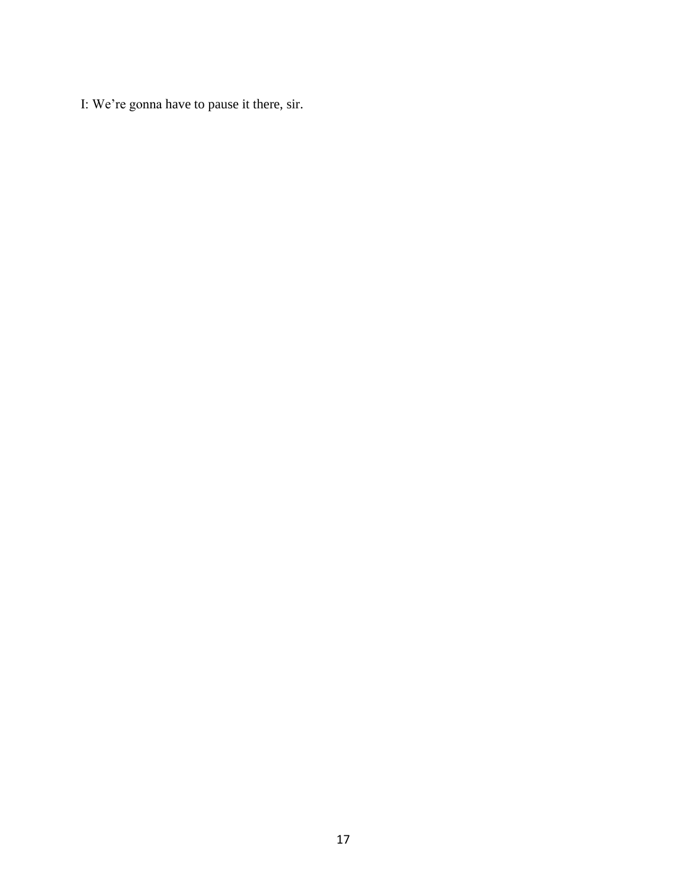I: We’re gonna have to pause it there, sir.